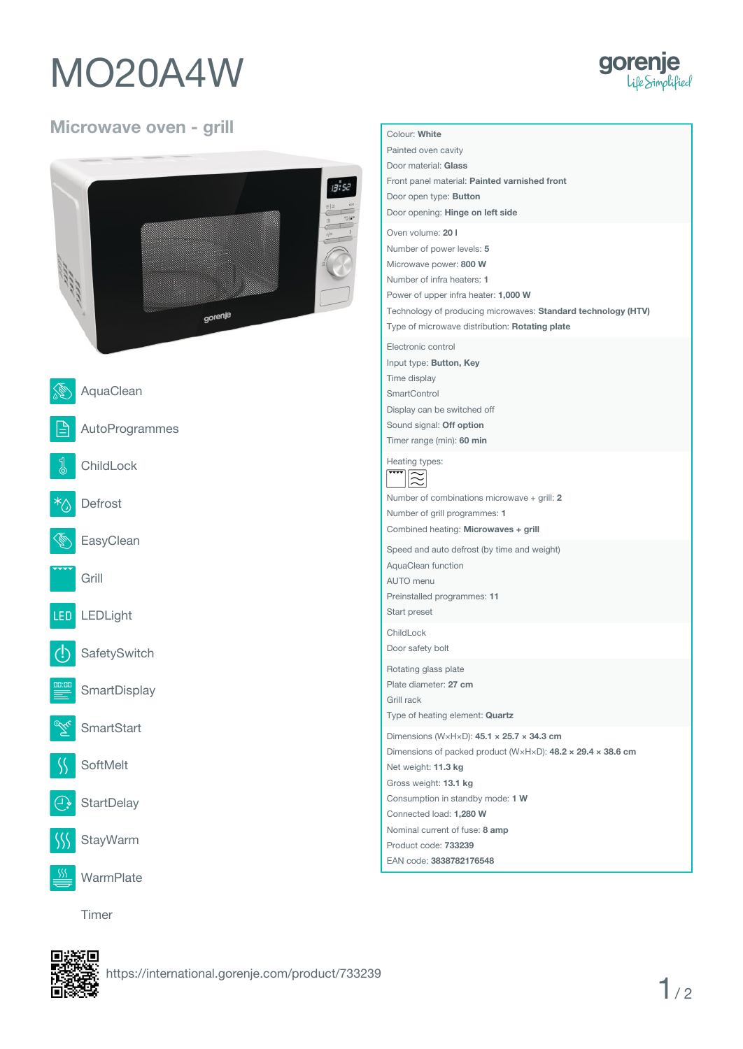# MO20A4W

gorenje *Life Simplified*

## Microwave oven - grill

- AquaClean
- AutoProgrammes
- ChildLock
- Defrost
- EasyClean
- Grill
- LEDLight
- SafetySwitch
- SmartDisplay
- SmartStart
- SoftMelt
- StartDelay
- StayWarm
- WarmPlate
- Timer

Colour: **White**
Painted oven cavity
Door material: **Glass**
Front panel material: **Painted varnished front**
Door open type: **Button**
Door opening: **Hinge on left side**

Oven volume: **20 l**
Number of power levels: **5**
Microwave power: **800 W**
Number of infra heaters: **1**
Power of upper infra heater: **1,000 W**
Technology of producing microwaves: **Standard technology (HTV)**
Type of microwave distribution: **Rotating plate**

Electronic control
Input type: **Button, Key**
Time display
SmartControl
Display can be switched off
Sound signal: **Off option**
Timer range (min): **60 min**

Heating types:

Number of combinations microwave + grill: **2**
Number of grill programmes: **1**
Combined heating: **Microwaves + grill**

Speed and auto defrost (by time and weight)
AquaClean function
AUTO menu
Preinstalled programmes: **11**
Start preset

ChildLock
Door safety bolt

Rotating glass plate
Plate diameter: **27 cm**
Grill rack
Type of heating element: **Quartz**

Dimensions (W×H×D): **45.1 × 25.7 × 34.3 cm**
Dimensions of packed product (W×H×D): **48.2 × 29.4 × 38.6 cm**
Net weight: **11.3 kg**
Gross weight: **13.1 kg**
Consumption in standby mode: **1 W**
Connected load: **1,280 W**
Nominal current of fuse: **8 amp**
Product code: **733239**
EAN code: **3838782176548**

https://international.gorenje.com/product/733239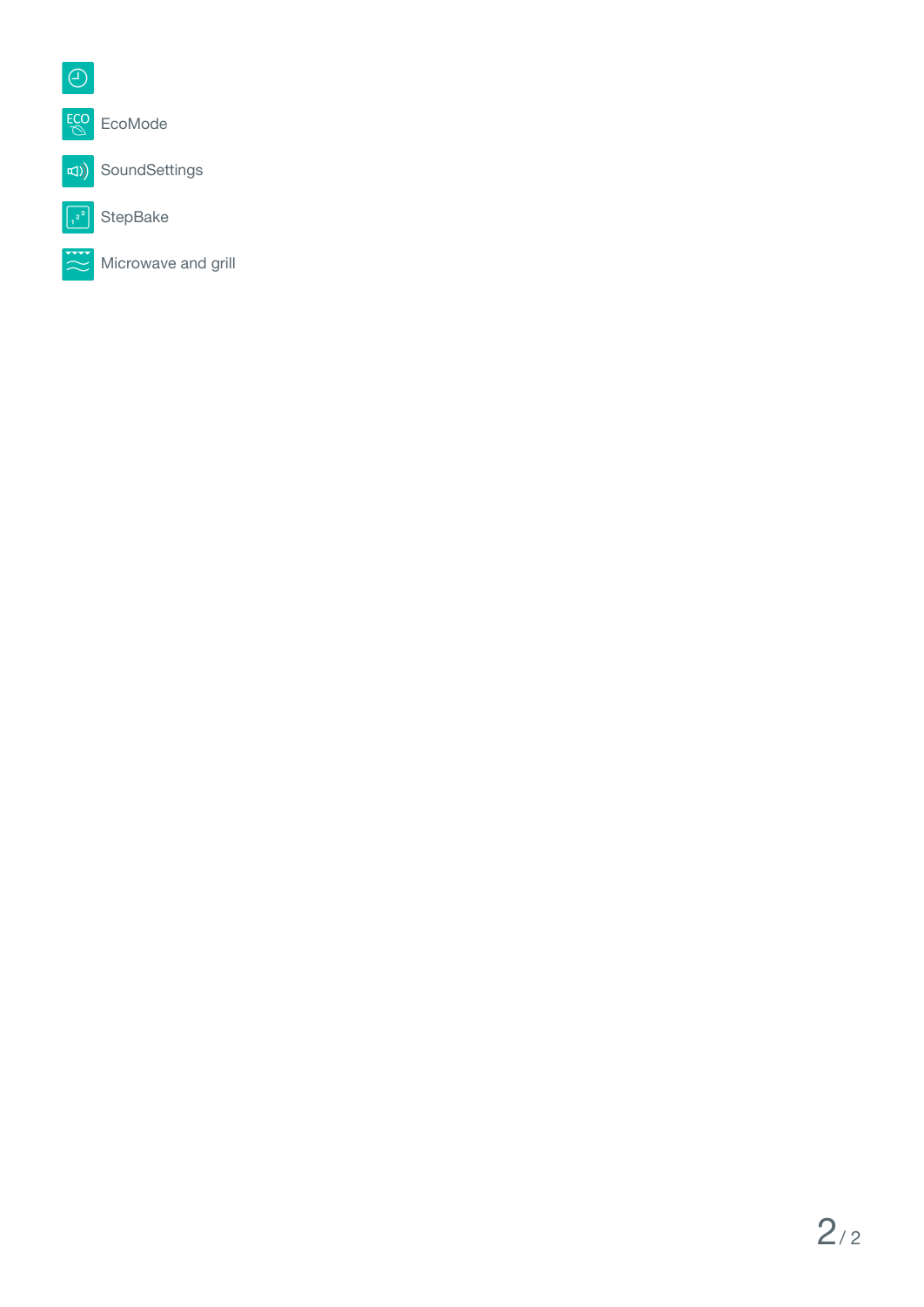EcoMode

SoundSettings

StepBake

Microwave and grill